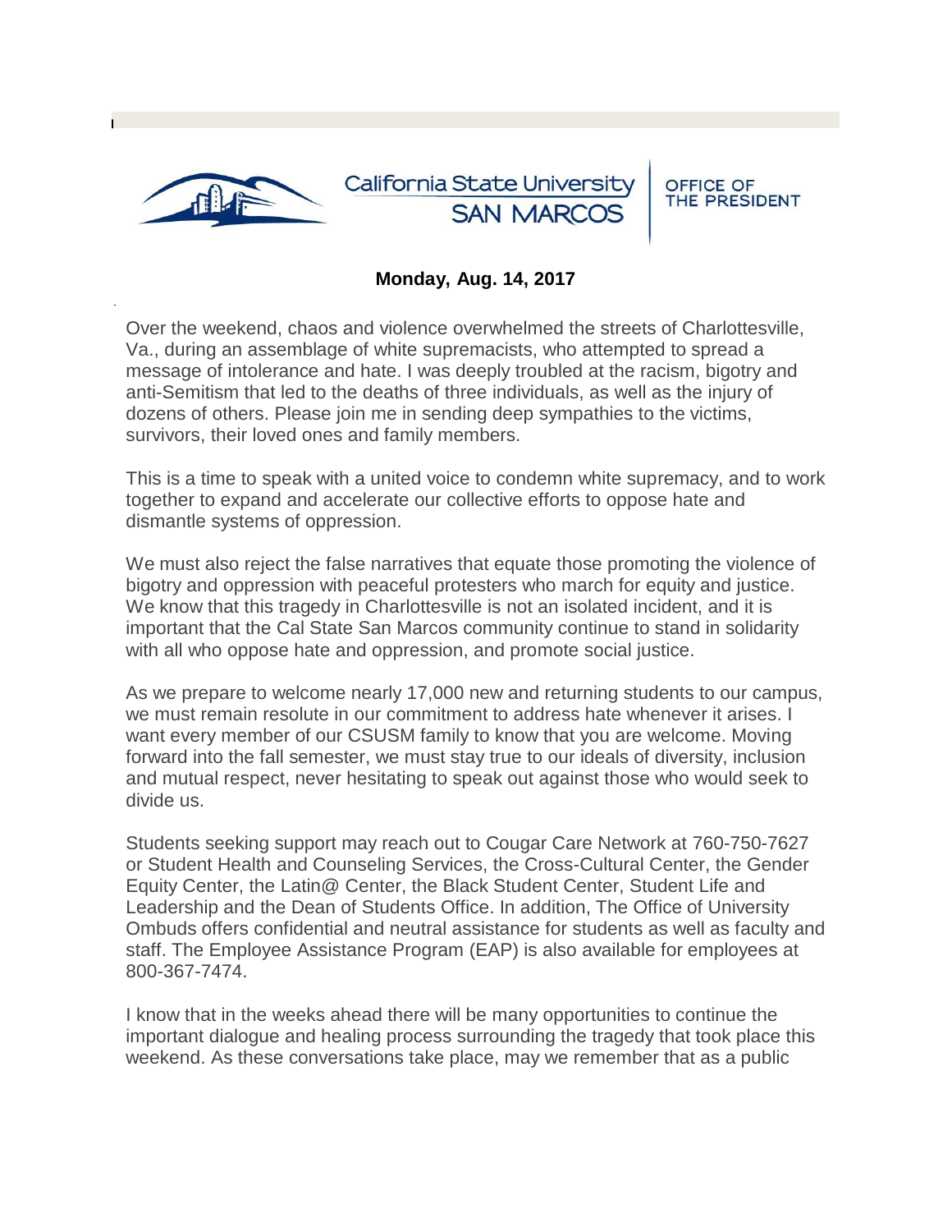California State University SAN MARCOS | OFFICE OF THE PRESIDENT

**Monday, Aug. 14, 2017**

Over the weekend, chaos and violence overwhelmed the streets of Charlottesville, Va., during an assemblage of white supremacists, who attempted to spread a message of intolerance and hate. I was deeply troubled at the racism, bigotry and anti-Semitism that led to the deaths of three individuals, as well as the injury of dozens of others. Please join me in sending deep sympathies to the victims, survivors, their loved ones and family members.

This is a time to speak with a united voice to condemn white supremacy, and to work together to expand and accelerate our collective efforts to oppose hate and dismantle systems of oppression.

We must also reject the false narratives that equate those promoting the violence of bigotry and oppression with peaceful protesters who march for equity and justice. We know that this tragedy in Charlottesville is not an isolated incident, and it is important that the Cal State San Marcos community continue to stand in solidarity with all who oppose hate and oppression, and promote social justice.

As we prepare to welcome nearly 17,000 new and returning students to our campus, we must remain resolute in our commitment to address hate whenever it arises. I want every member of our CSUSM family to know that you are welcome. Moving forward into the fall semester, we must stay true to our ideals of diversity, inclusion and mutual respect, never hesitating to speak out against those who would seek to divide us.

Students seeking support may reach out to Cougar Care Network at 760-750-7627 or Student Health and Counseling Services, the Cross-Cultural Center, the Gender Equity Center, the Latin@ Center, the Black Student Center, Student Life and Leadership and the Dean of Students Office. In addition, The Office of University Ombuds offers confidential and neutral assistance for students as well as faculty and staff. The Employee Assistance Program (EAP) is also available for employees at 800-367-7474.

I know that in the weeks ahead there will be many opportunities to continue the important dialogue and healing process surrounding the tragedy that took place this weekend. As these conversations take place, may we remember that as a public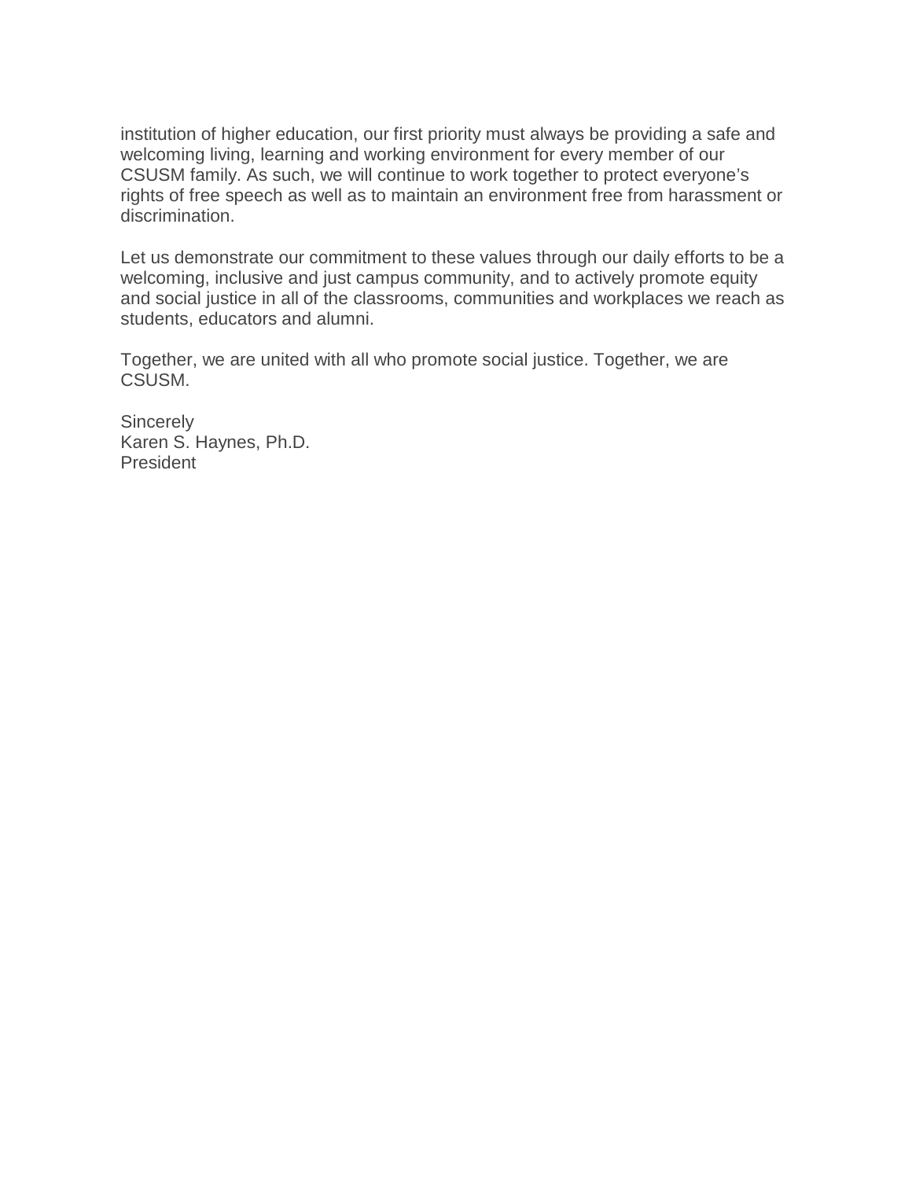institution of higher education, our first priority must always be providing a safe and welcoming living, learning and working environment for every member of our CSUSM family. As such, we will continue to work together to protect everyone's rights of free speech as well as to maintain an environment free from harassment or discrimination.

Let us demonstrate our commitment to these values through our daily efforts to be a welcoming, inclusive and just campus community, and to actively promote equity and social justice in all of the classrooms, communities and workplaces we reach as students, educators and alumni.

Together, we are united with all who promote social justice. Together, we are CSUSM.

Sincerely  
Karen S. Haynes, Ph.D.  
President